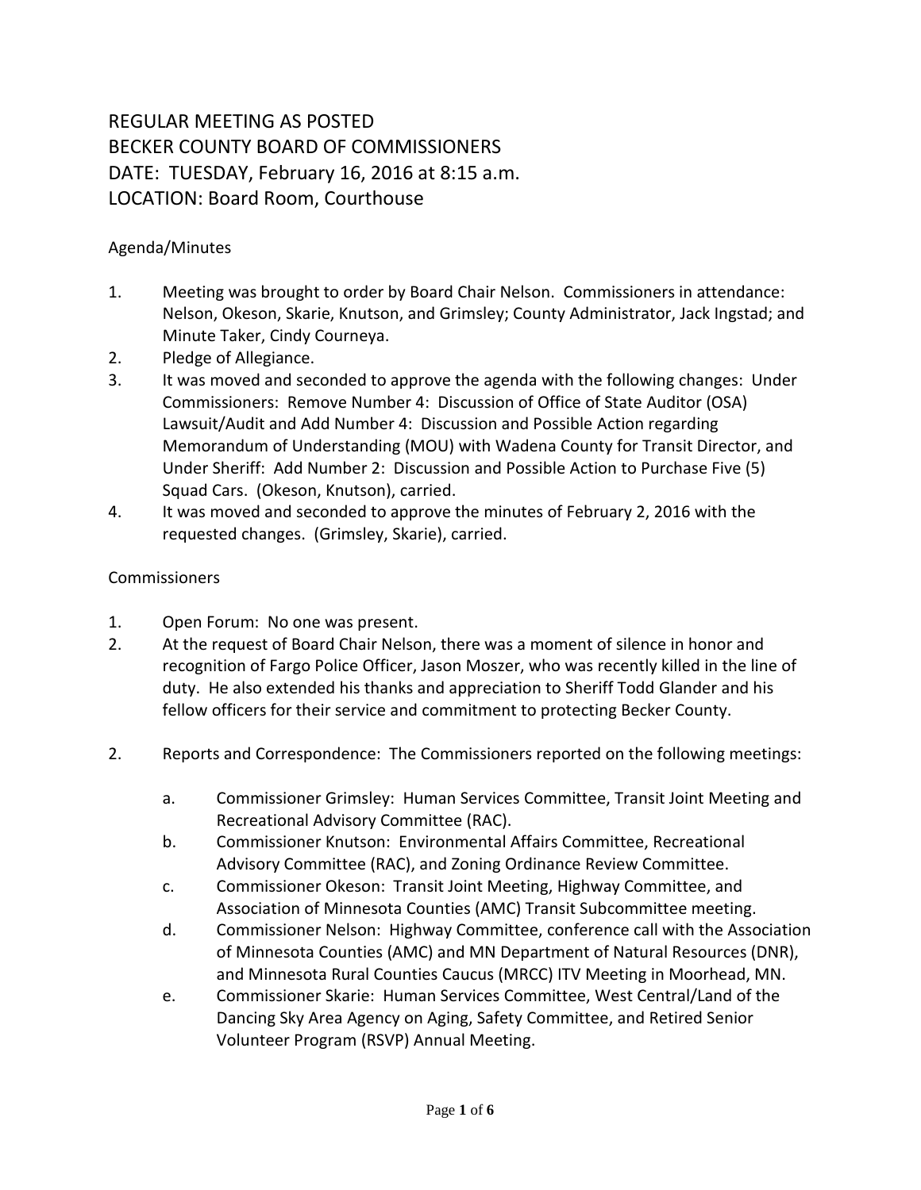# REGULAR MEETING AS POSTED
# BECKER COUNTY BOARD OF COMMISSIONERS
# DATE: TUESDAY, February 16, 2016 at 8:15 a.m.
# LOCATION: Board Room, Courthouse

Agenda/Minutes

1. Meeting was brought to order by Board Chair Nelson. Commissioners in attendance: Nelson, Okeson, Skarie, Knutson, and Grimsley; County Administrator, Jack Ingstad; and Minute Taker, Cindy Courneya.
2. Pledge of Allegiance.
3. It was moved and seconded to approve the agenda with the following changes: Under Commissioners: Remove Number 4: Discussion of Office of State Auditor (OSA) Lawsuit/Audit and Add Number 4: Discussion and Possible Action regarding Memorandum of Understanding (MOU) with Wadena County for Transit Director, and Under Sheriff: Add Number 2: Discussion and Possible Action to Purchase Five (5) Squad Cars. (Okeson, Knutson), carried.
4. It was moved and seconded to approve the minutes of February 2, 2016 with the requested changes. (Grimsley, Skarie), carried.

Commissioners

1. Open Forum: No one was present.
2. At the request of Board Chair Nelson, there was a moment of silence in honor and recognition of Fargo Police Officer, Jason Moszer, who was recently killed in the line of duty. He also extended his thanks and appreciation to Sheriff Todd Glander and his fellow officers for their service and commitment to protecting Becker County.

2. Reports and Correspondence: The Commissioners reported on the following meetings:

   a. Commissioner Grimsley: Human Services Committee, Transit Joint Meeting and Recreational Advisory Committee (RAC).
   b. Commissioner Knutson: Environmental Affairs Committee, Recreational Advisory Committee (RAC), and Zoning Ordinance Review Committee.
   c. Commissioner Okeson: Transit Joint Meeting, Highway Committee, and Association of Minnesota Counties (AMC) Transit Subcommittee meeting.
   d. Commissioner Nelson: Highway Committee, conference call with the Association of Minnesota Counties (AMC) and MN Department of Natural Resources (DNR), and Minnesota Rural Counties Caucus (MRCC) ITV Meeting in Moorhead, MN.
   e. Commissioner Skarie: Human Services Committee, West Central/Land of the Dancing Sky Area Agency on Aging, Safety Committee, and Retired Senior Volunteer Program (RSVP) Annual Meeting.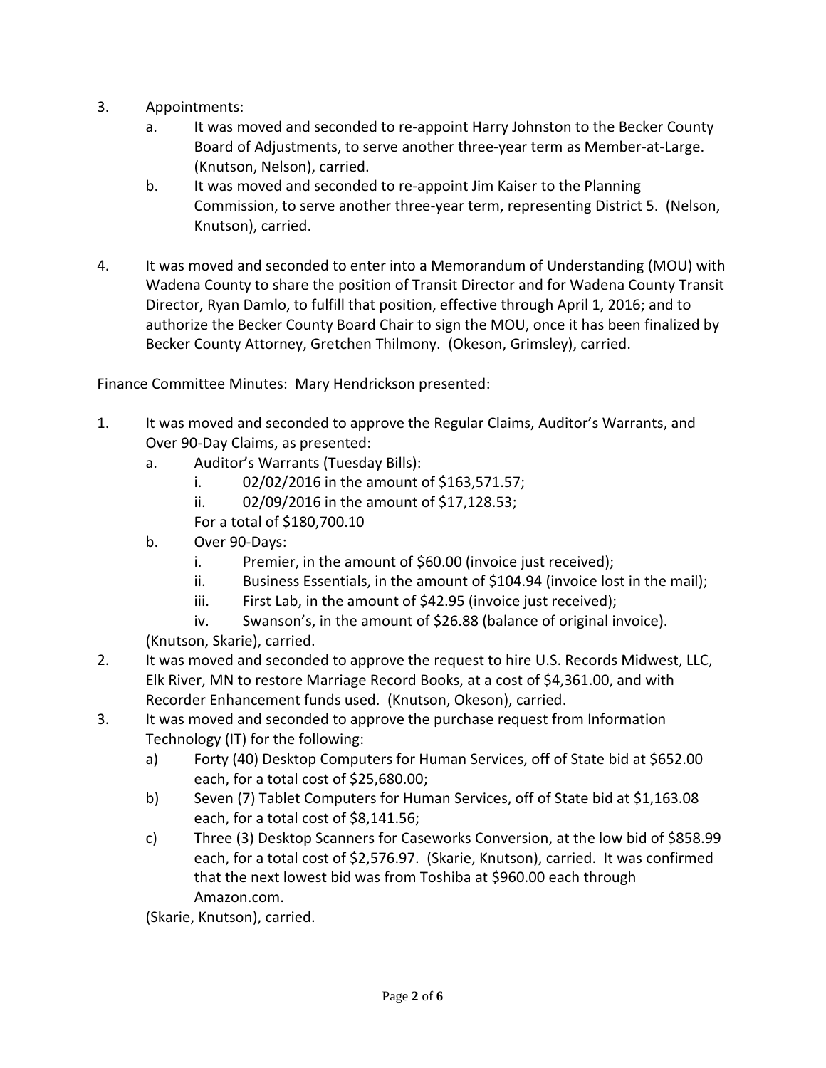3. Appointments:
    a. It was moved and seconded to re-appoint Harry Johnston to the Becker County Board of Adjustments, to serve another three-year term as Member-at-Large. (Knutson, Nelson), carried.
    b. It was moved and seconded to re-appoint Jim Kaiser to the Planning Commission, to serve another three-year term, representing District 5. (Nelson, Knutson), carried.

4. It was moved and seconded to enter into a Memorandum of Understanding (MOU) with Wadena County to share the position of Transit Director and for Wadena County Transit Director, Ryan Damlo, to fulfill that position, effective through April 1, 2016; and to authorize the Becker County Board Chair to sign the MOU, once it has been finalized by Becker County Attorney, Gretchen Thilmony. (Okeson, Grimsley), carried.

Finance Committee Minutes: Mary Hendrickson presented:

1. It was moved and seconded to approve the Regular Claims, Auditor's Warrants, and Over 90-Day Claims, as presented:
    a. Auditor's Warrants (Tuesday Bills):
        i. 02/02/2016 in the amount of $163,571.57;
        ii. 02/09/2016 in the amount of $17,128.53;

        For a total of $180,700.10
    b. Over 90-Days:
        i. Premier, in the amount of $60.00 (invoice just received);
        ii. Business Essentials, in the amount of $104.94 (invoice lost in the mail);
        iii. First Lab, in the amount of $42.95 (invoice just received);
        iv. Swanson's, in the amount of $26.88 (balance of original invoice).

    (Knutson, Skarie), carried.
2. It was moved and seconded to approve the request to hire U.S. Records Midwest, LLC, Elk River, MN to restore Marriage Record Books, at a cost of $4,361.00, and with Recorder Enhancement funds used. (Knutson, Okeson), carried.
3. It was moved and seconded to approve the purchase request from Information Technology (IT) for the following:
    a) Forty (40) Desktop Computers for Human Services, off of State bid at $652.00 each, for a total cost of $25,680.00;
    b) Seven (7) Tablet Computers for Human Services, off of State bid at $1,163.08 each, for a total cost of $8,141.56;
    c) Three (3) Desktop Scanners for Caseworks Conversion, at the low bid of $858.99 each, for a total cost of $2,576.97. (Skarie, Knutson), carried. It was confirmed that the next lowest bid was from Toshiba at $960.00 each through Amazon.com.

    (Skarie, Knutson), carried.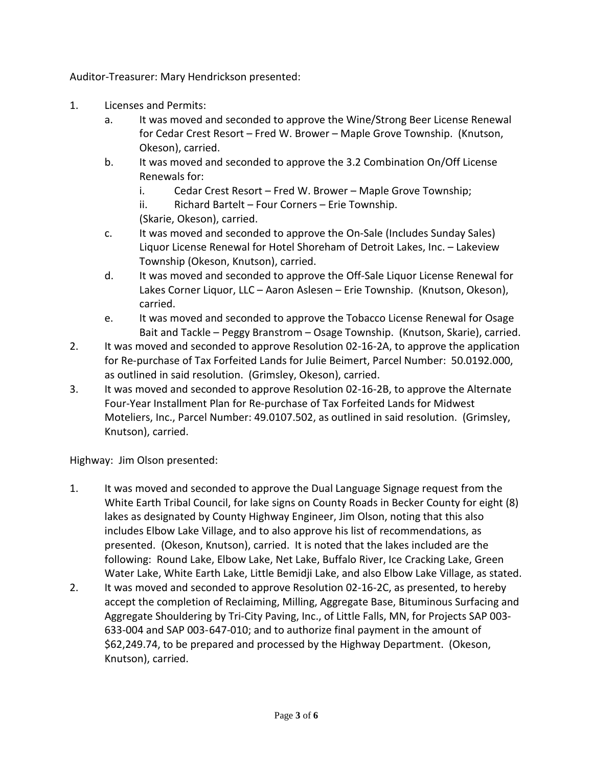Auditor-Treasurer: Mary Hendrickson presented:

1. Licenses and Permits:
   a. It was moved and seconded to approve the Wine/Strong Beer License Renewal for Cedar Crest Resort – Fred W. Brower – Maple Grove Township. (Knutson, Okeson), carried.
   b. It was moved and seconded to approve the 3.2 Combination On/Off License Renewals for:
      i. Cedar Crest Resort – Fred W. Brower – Maple Grove Township;
      ii. Richard Bartelt – Four Corners – Erie Township.
      
      (Skarie, Okeson), carried.
   c. It was moved and seconded to approve the On-Sale (Includes Sunday Sales) Liquor License Renewal for Hotel Shoreham of Detroit Lakes, Inc. – Lakeview Township (Okeson, Knutson), carried.
   d. It was moved and seconded to approve the Off-Sale Liquor License Renewal for Lakes Corner Liquor, LLC – Aaron Aslesen – Erie Township. (Knutson, Okeson), carried.
   e. It was moved and seconded to approve the Tobacco License Renewal for Osage Bait and Tackle – Peggy Branstrom – Osage Township. (Knutson, Skarie), carried.
2. It was moved and seconded to approve Resolution 02-16-2A, to approve the application for Re-purchase of Tax Forfeited Lands for Julie Beimert, Parcel Number: 50.0192.000, as outlined in said resolution. (Grimsley, Okeson), carried.
3. It was moved and seconded to approve Resolution 02-16-2B, to approve the Alternate Four-Year Installment Plan for Re-purchase of Tax Forfeited Lands for Midwest Moteliers, Inc., Parcel Number: 49.0107.502, as outlined in said resolution. (Grimsley, Knutson), carried.

Highway: Jim Olson presented:

1. It was moved and seconded to approve the Dual Language Signage request from the White Earth Tribal Council, for lake signs on County Roads in Becker County for eight (8) lakes as designated by County Highway Engineer, Jim Olson, noting that this also includes Elbow Lake Village, and to also approve his list of recommendations, as presented. (Okeson, Knutson), carried. It is noted that the lakes included are the following: Round Lake, Elbow Lake, Net Lake, Buffalo River, Ice Cracking Lake, Green Water Lake, White Earth Lake, Little Bemidji Lake, and also Elbow Lake Village, as stated.
2. It was moved and seconded to approve Resolution 02-16-2C, as presented, to hereby accept the completion of Reclaiming, Milling, Aggregate Base, Bituminous Surfacing and Aggregate Shouldering by Tri-City Paving, Inc., of Little Falls, MN, for Projects SAP 003-633-004 and SAP 003-647-010; and to authorize final payment in the amount of $62,249.74, to be prepared and processed by the Highway Department. (Okeson, Knutson), carried.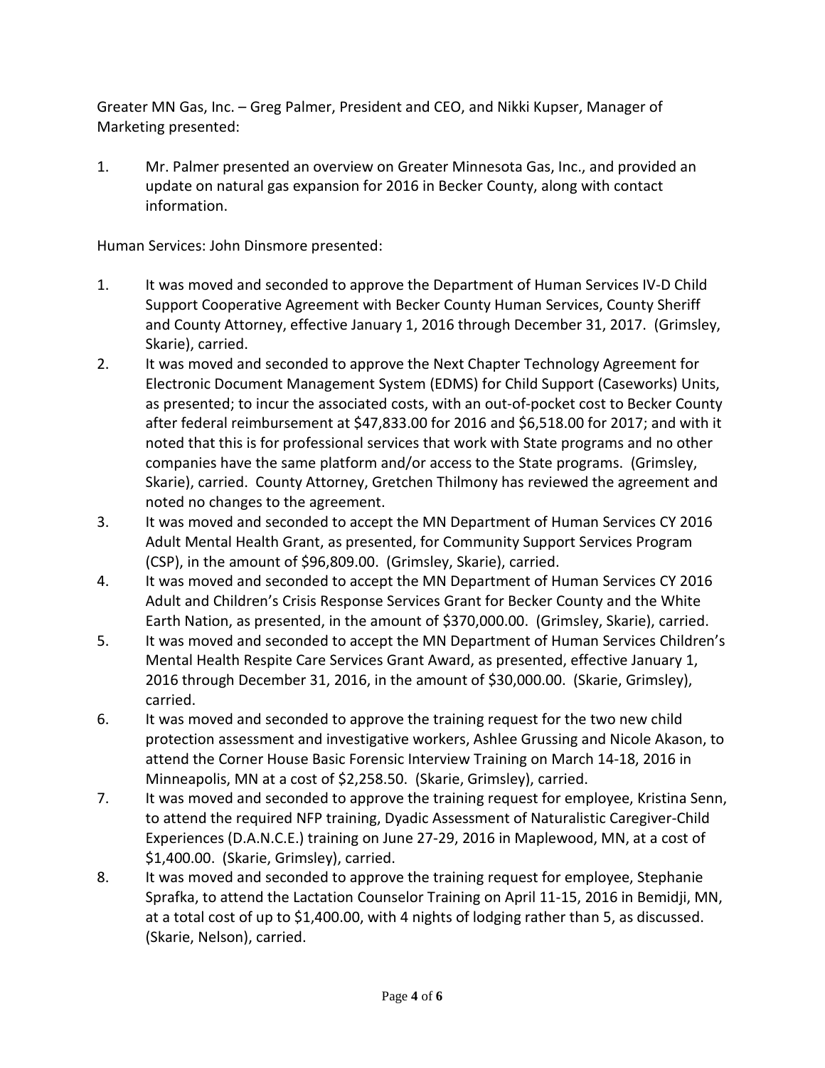Greater MN Gas, Inc. – Greg Palmer, President and CEO, and Nikki Kupser, Manager of Marketing presented:

1. Mr. Palmer presented an overview on Greater Minnesota Gas, Inc., and provided an update on natural gas expansion for 2016 in Becker County, along with contact information.

Human Services: John Dinsmore presented:

1. It was moved and seconded to approve the Department of Human Services IV-D Child Support Cooperative Agreement with Becker County Human Services, County Sheriff and County Attorney, effective January 1, 2016 through December 31, 2017. (Grimsley, Skarie), carried.
2. It was moved and seconded to approve the Next Chapter Technology Agreement for Electronic Document Management System (EDMS) for Child Support (Caseworks) Units, as presented; to incur the associated costs, with an out-of-pocket cost to Becker County after federal reimbursement at $47,833.00 for 2016 and $6,518.00 for 2017; and with it noted that this is for professional services that work with State programs and no other companies have the same platform and/or access to the State programs. (Grimsley, Skarie), carried. County Attorney, Gretchen Thilmony has reviewed the agreement and noted no changes to the agreement.
3. It was moved and seconded to accept the MN Department of Human Services CY 2016 Adult Mental Health Grant, as presented, for Community Support Services Program (CSP), in the amount of $96,809.00. (Grimsley, Skarie), carried.
4. It was moved and seconded to accept the MN Department of Human Services CY 2016 Adult and Children's Crisis Response Services Grant for Becker County and the White Earth Nation, as presented, in the amount of $370,000.00. (Grimsley, Skarie), carried.
5. It was moved and seconded to accept the MN Department of Human Services Children's Mental Health Respite Care Services Grant Award, as presented, effective January 1, 2016 through December 31, 2016, in the amount of $30,000.00. (Skarie, Grimsley), carried.
6. It was moved and seconded to approve the training request for the two new child protection assessment and investigative workers, Ashlee Grussing and Nicole Akason, to attend the Corner House Basic Forensic Interview Training on March 14-18, 2016 in Minneapolis, MN at a cost of $2,258.50. (Skarie, Grimsley), carried.
7. It was moved and seconded to approve the training request for employee, Kristina Senn, to attend the required NFP training, Dyadic Assessment of Naturalistic Caregiver-Child Experiences (D.A.N.C.E.) training on June 27-29, 2016 in Maplewood, MN, at a cost of $1,400.00. (Skarie, Grimsley), carried.
8. It was moved and seconded to approve the training request for employee, Stephanie Sprafka, to attend the Lactation Counselor Training on April 11-15, 2016 in Bemidji, MN, at a total cost of up to $1,400.00, with 4 nights of lodging rather than 5, as discussed. (Skarie, Nelson), carried.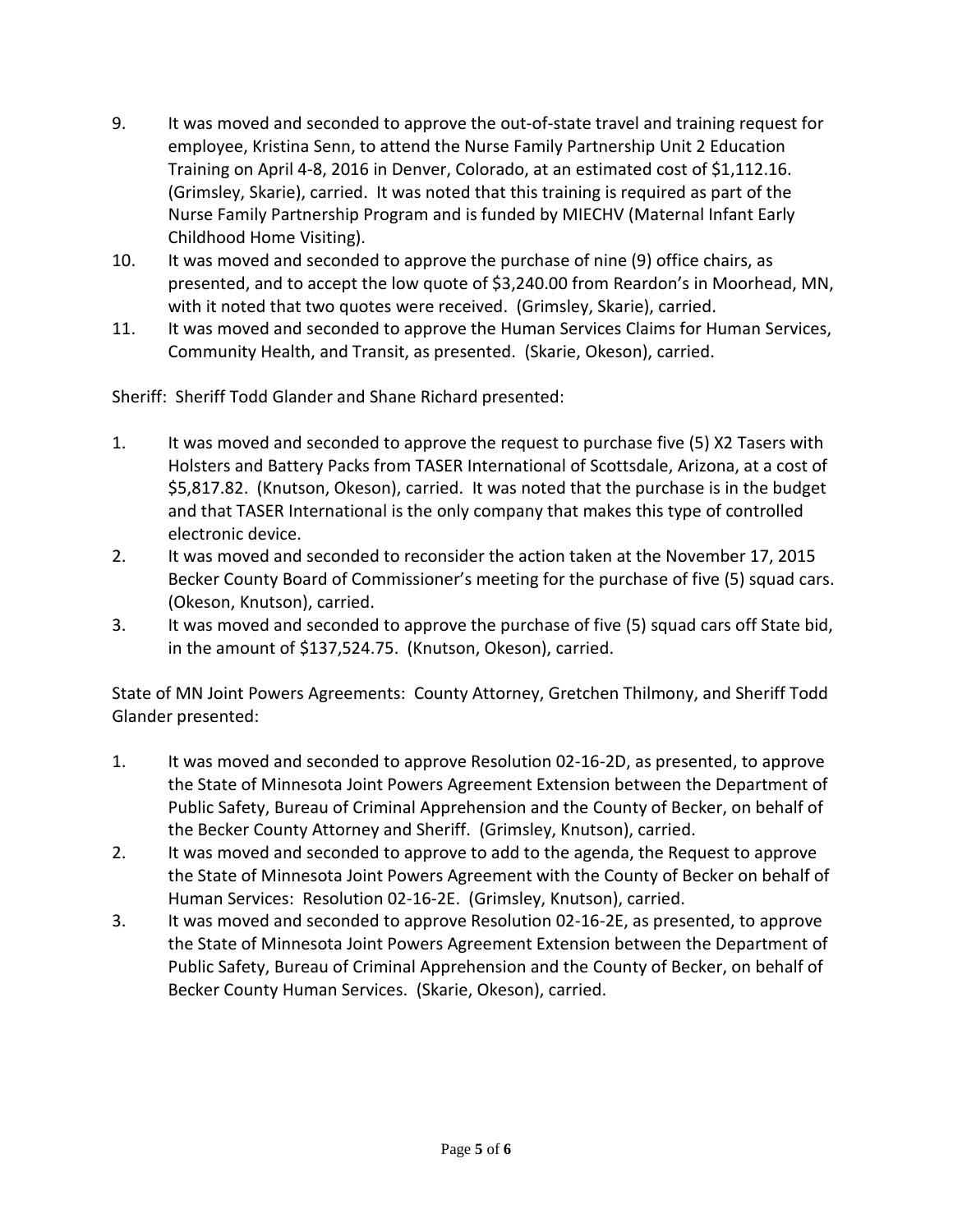9. It was moved and seconded to approve the out-of-state travel and training request for employee, Kristina Senn, to attend the Nurse Family Partnership Unit 2 Education Training on April 4-8, 2016 in Denver, Colorado, at an estimated cost of $1,112.16. (Grimsley, Skarie), carried. It was noted that this training is required as part of the Nurse Family Partnership Program and is funded by MIECHV (Maternal Infant Early Childhood Home Visiting).
10. It was moved and seconded to approve the purchase of nine (9) office chairs, as presented, and to accept the low quote of $3,240.00 from Reardon's in Moorhead, MN, with it noted that two quotes were received. (Grimsley, Skarie), carried.
11. It was moved and seconded to approve the Human Services Claims for Human Services, Community Health, and Transit, as presented. (Skarie, Okeson), carried.

Sheriff: Sheriff Todd Glander and Shane Richard presented:

1. It was moved and seconded to approve the request to purchase five (5) X2 Tasers with Holsters and Battery Packs from TASER International of Scottsdale, Arizona, at a cost of $5,817.82. (Knutson, Okeson), carried. It was noted that the purchase is in the budget and that TASER International is the only company that makes this type of controlled electronic device.
2. It was moved and seconded to reconsider the action taken at the November 17, 2015 Becker County Board of Commissioner's meeting for the purchase of five (5) squad cars. (Okeson, Knutson), carried.
3. It was moved and seconded to approve the purchase of five (5) squad cars off State bid, in the amount of $137,524.75. (Knutson, Okeson), carried.

State of MN Joint Powers Agreements: County Attorney, Gretchen Thilmony, and Sheriff Todd Glander presented:

1. It was moved and seconded to approve Resolution 02-16-2D, as presented, to approve the State of Minnesota Joint Powers Agreement Extension between the Department of Public Safety, Bureau of Criminal Apprehension and the County of Becker, on behalf of the Becker County Attorney and Sheriff. (Grimsley, Knutson), carried.
2. It was moved and seconded to approve to add to the agenda, the Request to approve the State of Minnesota Joint Powers Agreement with the County of Becker on behalf of Human Services: Resolution 02-16-2E. (Grimsley, Knutson), carried.
3. It was moved and seconded to approve Resolution 02-16-2E, as presented, to approve the State of Minnesota Joint Powers Agreement Extension between the Department of Public Safety, Bureau of Criminal Apprehension and the County of Becker, on behalf of Becker County Human Services. (Skarie, Okeson), carried.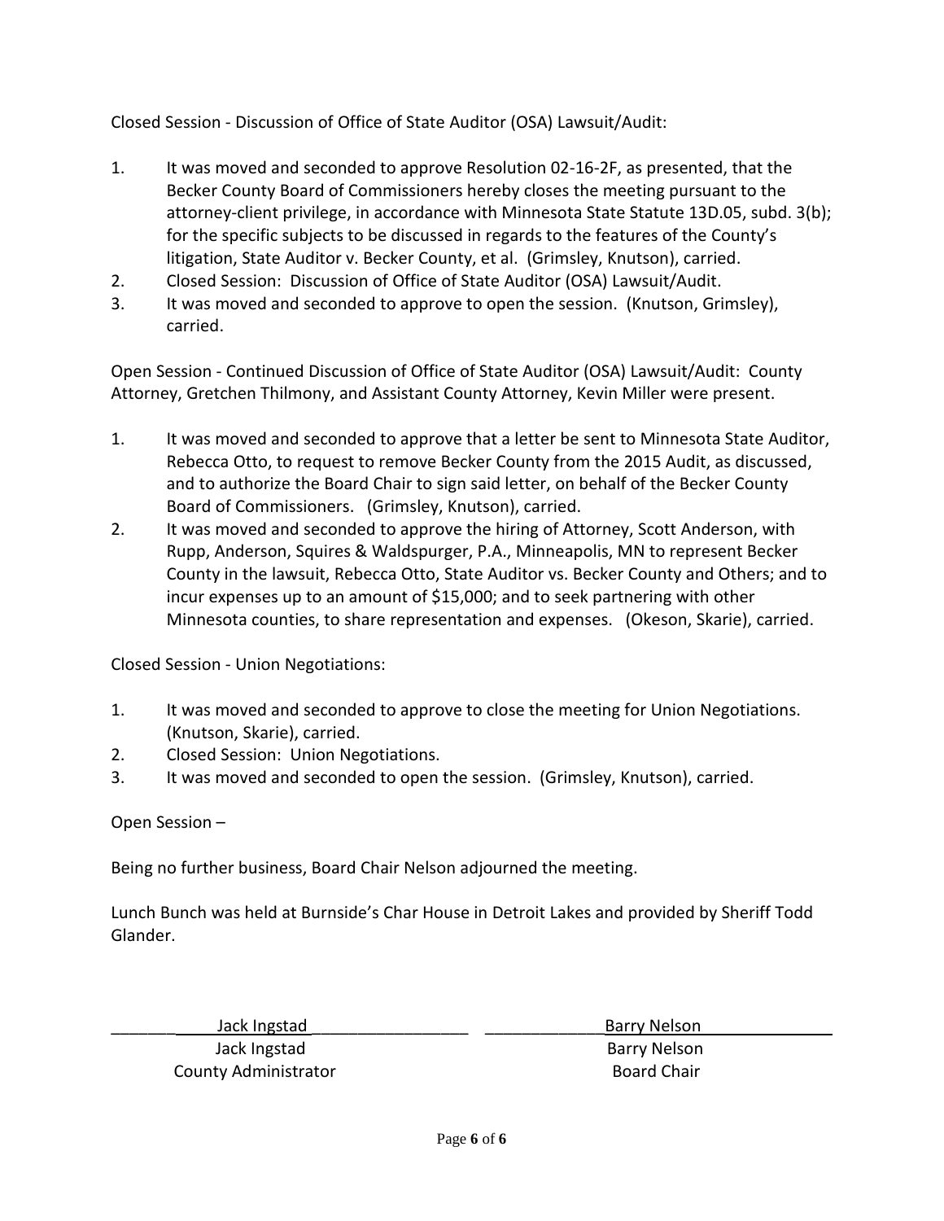Closed Session - Discussion of Office of State Auditor (OSA) Lawsuit/Audit:

1. It was moved and seconded to approve Resolution 02-16-2F, as presented, that the Becker County Board of Commissioners hereby closes the meeting pursuant to the attorney-client privilege, in accordance with Minnesota State Statute 13D.05, subd. 3(b); for the specific subjects to be discussed in regards to the features of the County's litigation, State Auditor v. Becker County, et al. (Grimsley, Knutson), carried.
2. Closed Session: Discussion of Office of State Auditor (OSA) Lawsuit/Audit.
3. It was moved and seconded to approve to open the session. (Knutson, Grimsley), carried.

Open Session - Continued Discussion of Office of State Auditor (OSA) Lawsuit/Audit: County Attorney, Gretchen Thilmony, and Assistant County Attorney, Kevin Miller were present.

1. It was moved and seconded to approve that a letter be sent to Minnesota State Auditor, Rebecca Otto, to request to remove Becker County from the 2015 Audit, as discussed, and to authorize the Board Chair to sign said letter, on behalf of the Becker County Board of Commissioners. (Grimsley, Knutson), carried.
2. It was moved and seconded to approve the hiring of Attorney, Scott Anderson, with Rupp, Anderson, Squires & Waldspurger, P.A., Minneapolis, MN to represent Becker County in the lawsuit, Rebecca Otto, State Auditor vs. Becker County and Others; and to incur expenses up to an amount of $15,000; and to seek partnering with other Minnesota counties, to share representation and expenses. (Okeson, Skarie), carried.

Closed Session - Union Negotiations:

1. It was moved and seconded to approve to close the meeting for Union Negotiations. (Knutson, Skarie), carried.
2. Closed Session: Union Negotiations.
3. It was moved and seconded to open the session. (Grimsley, Knutson), carried.

Open Session –

Being no further business, Board Chair Nelson adjourned the meeting.

Lunch Bunch was held at Burnside's Char House in Detroit Lakes and provided by Sheriff Todd Glander.

| | |
|---|---|
| Jack Ingstad | Barry Nelson |
| Jack Ingstad | Barry Nelson |
| County Administrator | Board Chair |